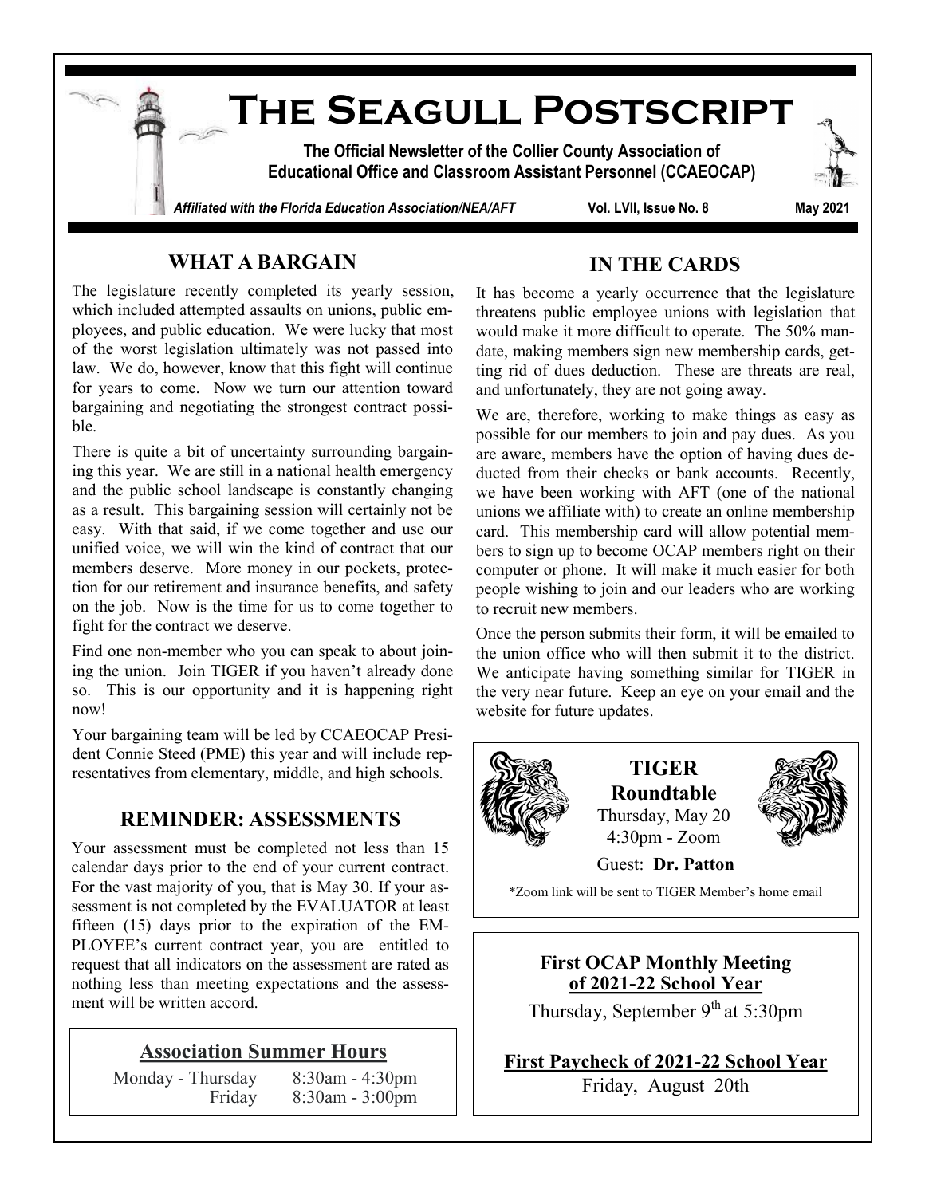# The Seagull Postscript

**The Official Newsletter of the Collier County Association of Educational Office and Classroom Assistant Personnel (CCAEOCAP)**

*Affiliated with the Florida Education Association/NEA/AFT* Vol. LVII, Issue No. 8 May 2021

## WHAT A BARGAIN

The legislature recently completed its yearly session, which included attempted assaults on unions, public employees, and public education. We were lucky that most of the worst legislation ultimately was not passed into law. We do, however, know that this fight will continue for years to come. Now we turn our attention toward bargaining and negotiating the strongest contract possible.

There is quite a bit of uncertainty surrounding bargaining this year. We are still in a national health emergency and the public school landscape is constantly changing as a result. This bargaining session will certainly not be easy. With that said, if we come together and use our unified voice, we will win the kind of contract that our members deserve. More money in our pockets, protection for our retirement and insurance benefits, and safety on the job. Now is the time for us to come together to fight for the contract we deserve.

Find one non-member who you can speak to about joining the union. Join TIGER if you haven't already done so. This is our opportunity and it is happening right now!

Your bargaining team will be led by CCAEOCAP President Connie Steed (PME) this year and will include representatives from elementary, middle, and high schools.

## REMINDER: ASSESSMENTS

Your assessment must be completed not less than 15 calendar days prior to the end of your current contract. For the vast majority of you, that is May 30. If your assessment is not completed by the EVALUATOR at least fifteen (15) days prior to the expiration of the EMPLOYEE's current contract year, you are entitled to request that all indicators on the assessment are rated as nothing less than meeting expectations and the assessment will be written accord.

### Association Summer Hours

Monday - Thursday 8:30am - 4:30pm
Friday 8:30am - 3:00pm

## IN THE CARDS

It has become a yearly occurrence that the legislature threatens public employee unions with legislation that would make it more difficult to operate. The 50% mandate, making members sign new membership cards, getting rid of dues deduction. These are threats are real, and unfortunately, they are not going away.

We are, therefore, working to make things as easy as possible for our members to join and pay dues. As you are aware, members have the option of having dues deducted from their checks or bank accounts. Recently, we have been working with AFT (one of the national unions we affiliate with) to create an online membership card. This membership card will allow potential members to sign up to become OCAP members right on their computer or phone. It will make it much easier for both people wishing to join and our leaders who are working to recruit new members.

Once the person submits their form, it will be emailed to the union office who will then submit it to the district. We anticipate having something similar for TIGER in the very near future. Keep an eye on your email and the website for future updates.

### TIGER Roundtable

Thursday, May 20
4:30pm - Zoom

Guest: **Dr. Patton**

*Zoom link will be sent to TIGER Member's home email

### First OCAP Monthly Meeting of 2021-22 School Year

Thursday, September 9th at 5:30pm

### First Paycheck of 2021-22 School Year

Friday, August 20th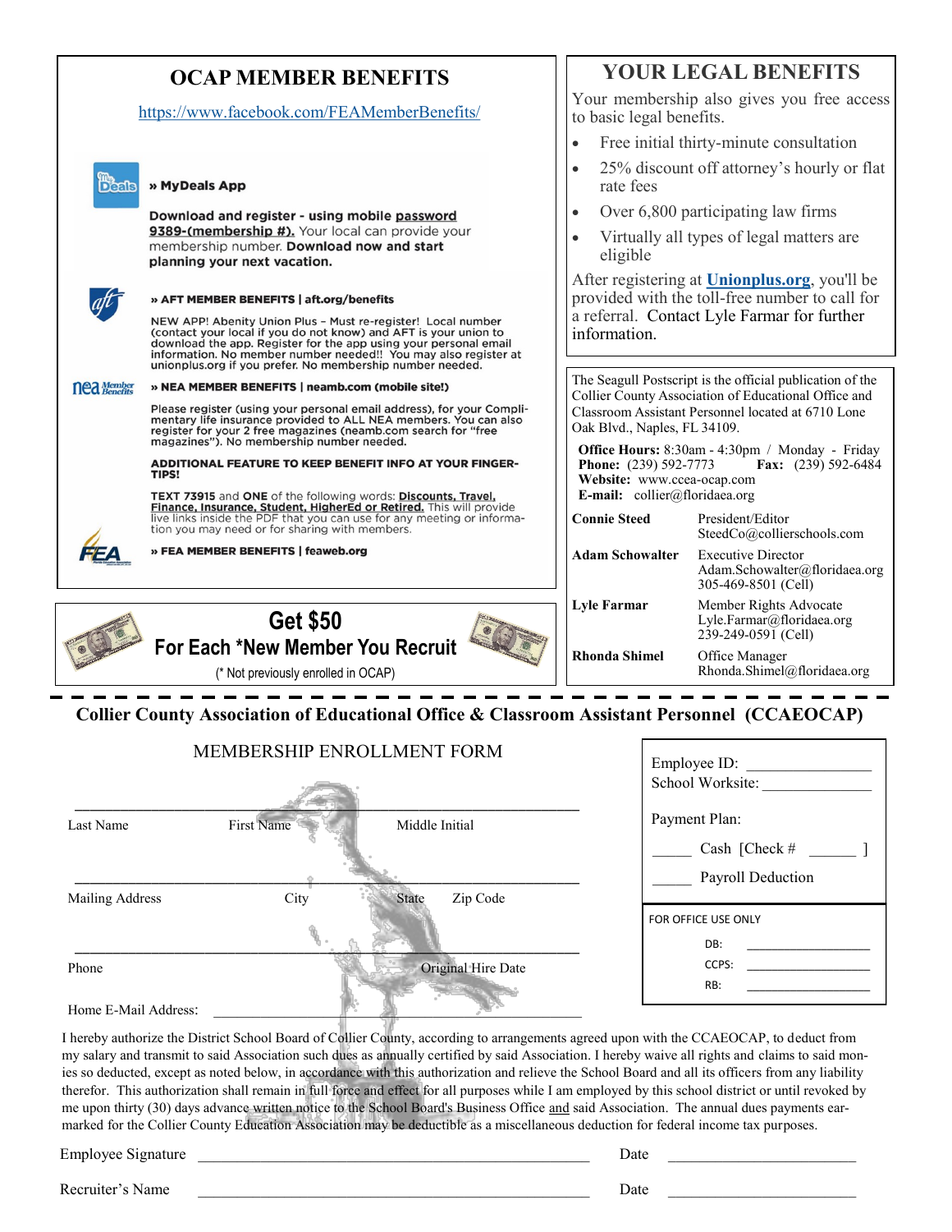## OCAP MEMBER BENEFITS

https://www.facebook.com/FEAMemberBenefits/

**» MyDeals App**

**Download and register - using mobile password 9389-(membership #).** Your local can provide your membership number. **Download now and start planning your next vacation.**

**» AFT MEMBER BENEFITS | aft.org/benefits**

NEW APP! Abenity Union Plus – Must re-register! Local number (contact your local if you do not know) and AFT is your union to download the app. Register for the app using your personal email information. No member number needed!! You may also register at unionplus.org if you prefer. No membership number needed.

**» NEA MEMBER BENEFITS | neamb.com (mobile site!)**

Please register (using your personal email address), for your Complimentary life insurance provided to ALL NEA members. You can also register for your 2 free magazines (neamb.com search for "free magazines"). No membership number needed.

**ADDITIONAL FEATURE TO KEEP BENEFIT INFO AT YOUR FINGER-TIPS!**

**TEXT 73915** and **ONE** of the following words: **Discounts, Travel, Finance, Insurance, Student, HigherEd or Retired.** This will provide live links inside the PDF that you can use for any meeting or information you may need or for sharing with members.

**» FEA MEMBER BENEFITS | feaweb.org**

**Get $50**
**For Each *New Member You Recruit**
(* Not previously enrolled in OCAP)

## YOUR LEGAL BENEFITS

Your membership also gives you free access to basic legal benefits.

- Free initial thirty-minute consultation
- 25% discount off attorney's hourly or flat rate fees
- Over 6,800 participating law firms
- Virtually all types of legal matters are eligible

After registering at **Unionplus.org**, you'll be provided with the toll-free number to call for a referral. Contact Lyle Farmar for further information.

The Seagull Postscript is the official publication of the Collier County Association of Educational Office and Classroom Assistant Personnel located at 6710 Lone Oak Blvd., Naples, FL 34109.

**Office Hours:** 8:30am - 4:30pm / Monday - Friday
**Phone:** (239) 592-7773 **Fax:** (239) 592-6484
**Website:** www.ccea-ocap.com
**E-mail:** collier@floridaea.org

| | |
|---|---|
| **Connie Steed** | President/Editor<br>SteedCo@collierschools.com |
| **Adam Schowalter** | Executive Director<br>Adam.Schowalter@floridaea.org<br>305-469-8501 (Cell) |
| **Lyle Farmar** | Member Rights Advocate<br>Lyle.Farmar@floridaea.org<br>239-249-0591 (Cell) |
| **Rhonda Shimel** | Office Manager<br>Rhonda.Shimel@floridaea.org |

---

## Collier County Association of Educational Office & Classroom Assistant Personnel (CCAEOCAP)

### MEMBERSHIP ENROLLMENT FORM

Last Name ______ First Name ______ Middle Initial ______

Mailing Address ______ City ______ State ______ Zip Code ______

Phone ______ Original Hire Date ______

Home E-Mail Address: ______

Employee ID: ______
School Worksite: ______

Payment Plan:

_____ Cash [Check # ______ ]

_____ Payroll Deduction

FOR OFFICE USE ONLY

DB: ______
CCPS: ______
RB: ______

I hereby authorize the District School Board of Collier County, according to arrangements agreed upon with the CCAEOCAP, to deduct from my salary and transmit to said Association such dues as annually certified by said Association. I hereby waive all rights and claims to said monies so deducted, except as noted below, in accordance with this authorization and relieve the School Board and all its officers from any liability therefor. This authorization shall remain in full force and effect for all purposes while I am employed by this school district or until revoked by me upon thirty (30) days advance written notice to the School Board's Business Office and said Association. The annual dues payments earmarked for the Collier County Education Association may be deductible as a miscellaneous deduction for federal income tax purposes.

Employee Signature ______ Date ______

Recruiter's Name ______ Date ______